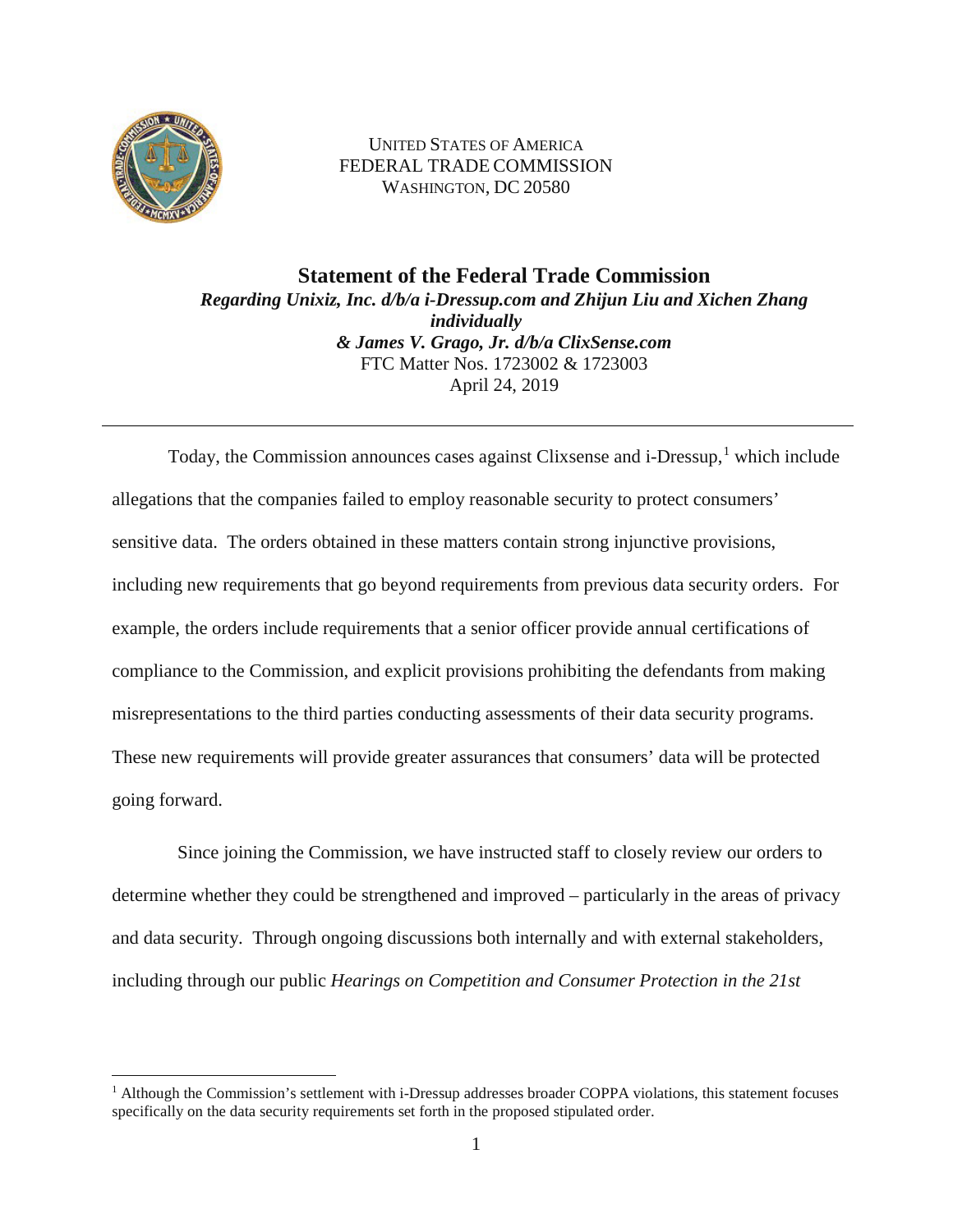UNITED STATES OF AMERICA
FEDERAL TRADE COMMISSION
WASHINGTON, DC 20580

# Statement of the Federal Trade Commission

***Regarding Unixiz, Inc. d/b/a i-Dressup.com and Zhijun Liu and Xichen Zhang individually***
***& James V. Grago, Jr. d/b/a ClixSense.com***
FTC Matter Nos. 1723002 & 1723003
April 24, 2019

---

Today, the Commission announces cases against Clixsense and i-Dressup,[1] which include allegations that the companies failed to employ reasonable security to protect consumers' sensitive data. The orders obtained in these matters contain strong injunctive provisions, including new requirements that go beyond requirements from previous data security orders. For example, the orders include requirements that a senior officer provide annual certifications of compliance to the Commission, and explicit provisions prohibiting the defendants from making misrepresentations to the third parties conducting assessments of their data security programs. These new requirements will provide greater assurances that consumers' data will be protected going forward.

Since joining the Commission, we have instructed staff to closely review our orders to determine whether they could be strengthened and improved – particularly in the areas of privacy and data security. Through ongoing discussions both internally and with external stakeholders, including through our public *Hearings on Competition and Consumer Protection in the 21st*

[1] Although the Commission's settlement with i-Dressup addresses broader COPPA violations, this statement focuses specifically on the data security requirements set forth in the proposed stipulated order.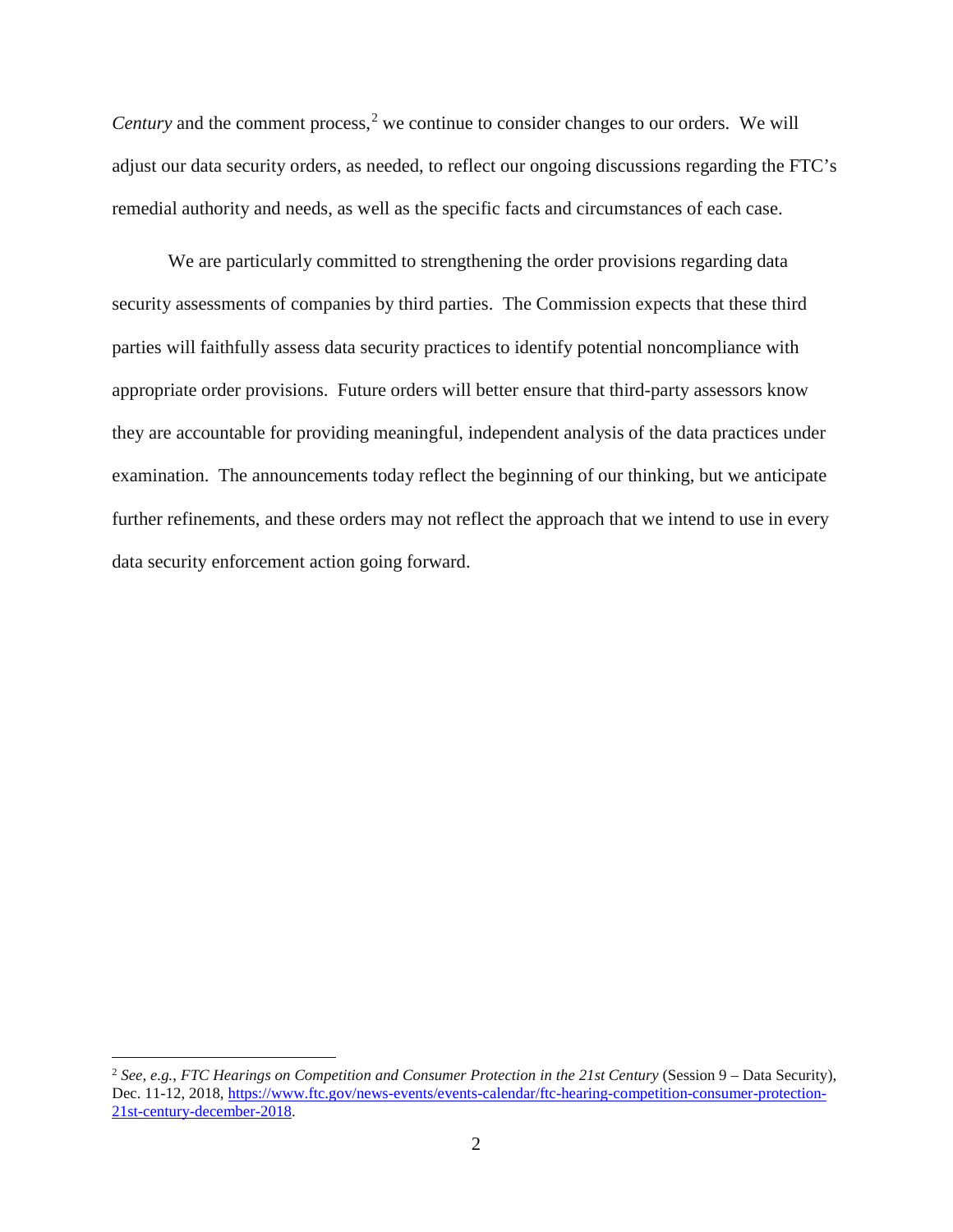*Century* and the comment process,[2] we continue to consider changes to our orders. We will adjust our data security orders, as needed, to reflect our ongoing discussions regarding the FTC's remedial authority and needs, as well as the specific facts and circumstances of each case.

We are particularly committed to strengthening the order provisions regarding data security assessments of companies by third parties. The Commission expects that these third parties will faithfully assess data security practices to identify potential noncompliance with appropriate order provisions. Future orders will better ensure that third-party assessors know they are accountable for providing meaningful, independent analysis of the data practices under examination. The announcements today reflect the beginning of our thinking, but we anticipate further refinements, and these orders may not reflect the approach that we intend to use in every data security enforcement action going forward.

---

[2] *See, e.g.*, *FTC Hearings on Competition and Consumer Protection in the 21st Century* (Session 9 – Data Security), Dec. 11-12, 2018, https://www.ftc.gov/news-events/events-calendar/ftc-hearing-competition-consumer-protection-21st-century-december-2018.